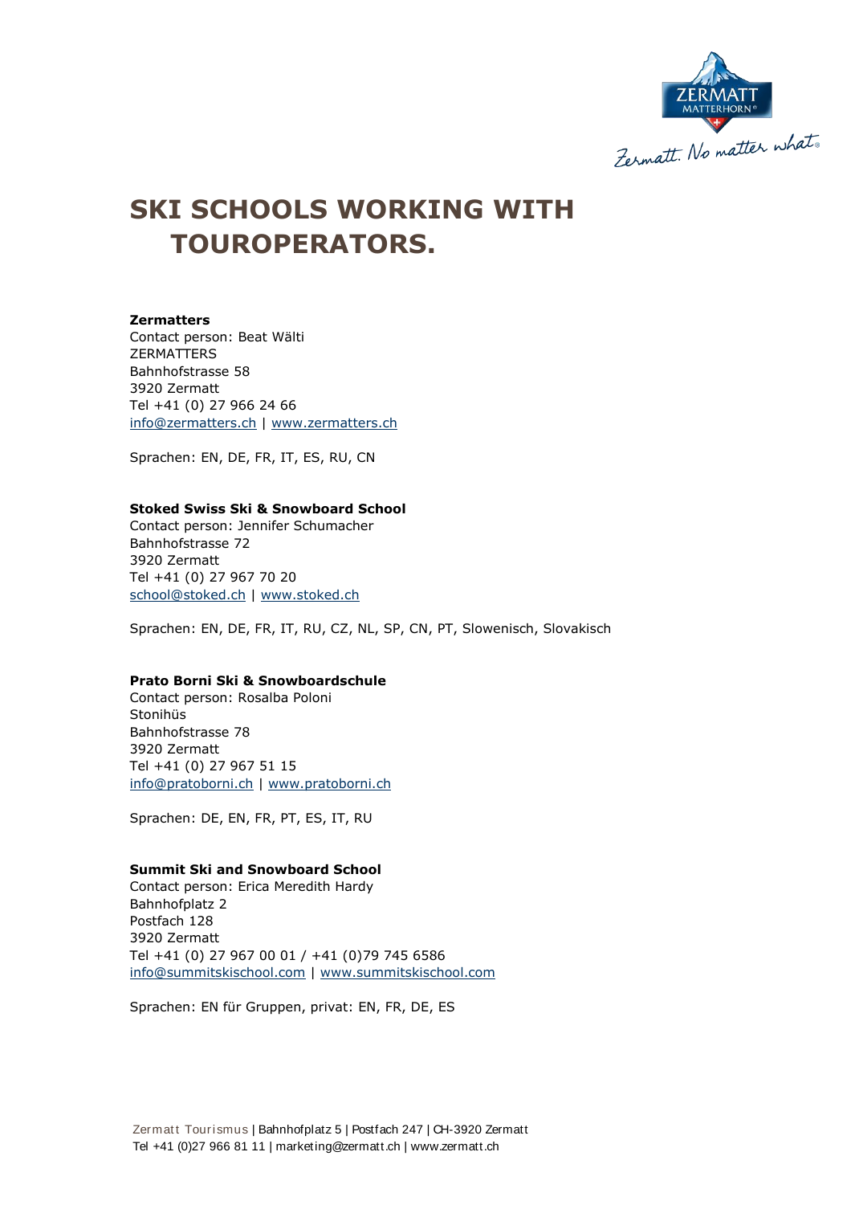# SKI SCHOOLS WORKING WITH TOUROPERATORS.

**Zermatters**
Contact person: Beat Wälti
ZERMATTERS
Bahnhofstrasse 58
3920 Zermatt
Tel +41 (0) 27 966 24 66
info@zermatters.ch | www.zermatters.ch

Sprachen: EN, DE, FR, IT, ES, RU, CN

**Stoked Swiss Ski & Snowboard School**
Contact person: Jennifer Schumacher
Bahnhofstrasse 72
3920 Zermatt
Tel +41 (0) 27 967 70 20
school@stoked.ch | www.stoked.ch

Sprachen: EN, DE, FR, IT, RU, CZ, NL, SP, CN, PT, Slowenisch, Slovakisch

**Prato Borni Ski & Snowboardschule**
Contact person: Rosalba Poloni
Stonihüs
Bahnhofstrasse 78
3920 Zermatt
Tel +41 (0) 27 967 51 15
info@pratoborni.ch | www.pratoborni.ch

Sprachen: DE, EN, FR, PT, ES, IT, RU

**Summit Ski and Snowboard School**
Contact person: Erica Meredith Hardy
Bahnhofplatz 2
Postfach 128
3920 Zermatt
Tel +41 (0) 27 967 00 01 / +41 (0)79 745 6586
info@summitskischool.com | www.summitskischool.com

Sprachen: EN für Gruppen, privat: EN, FR, DE, ES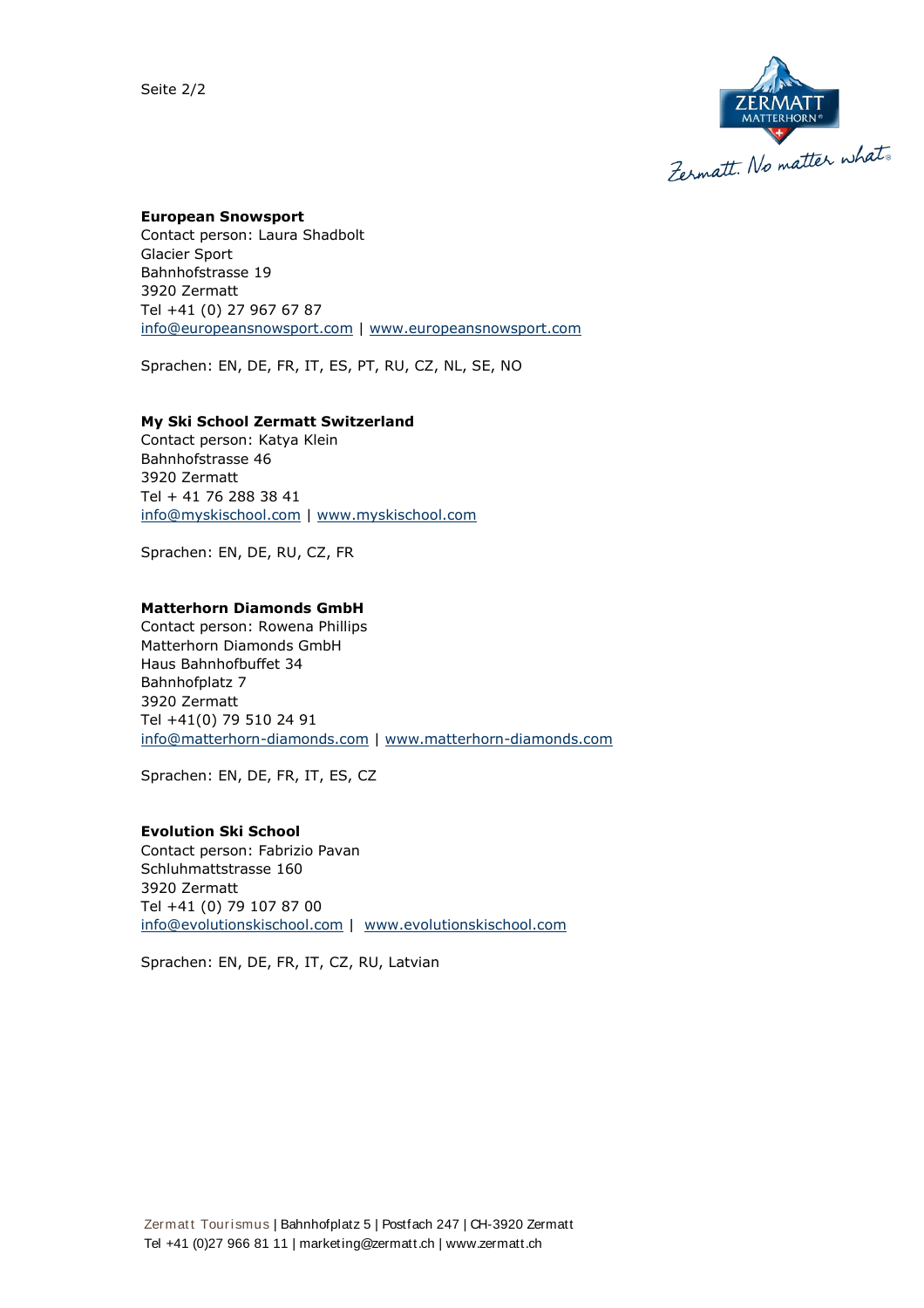**European Snowsport**
Contact person: Laura Shadbolt
Glacier Sport
Bahnhofstrasse 19
3920 Zermatt
Tel +41 (0) 27 967 67 87
info@europeansnowsport.com | www.europeansnowsport.com

Sprachen: EN, DE, FR, IT, ES, PT, RU, CZ, NL, SE, NO

**My Ski School Zermatt Switzerland**
Contact person: Katya Klein
Bahnhofstrasse 46
3920 Zermatt
Tel + 41 76 288 38 41
info@myskischool.com | www.myskischool.com

Sprachen: EN, DE, RU, CZ, FR

**Matterhorn Diamonds GmbH**
Contact person: Rowena Phillips
Matterhorn Diamonds GmbH
Haus Bahnhofbuffet 34
Bahnhofplatz 7
3920 Zermatt
Tel +41(0) 79 510 24 91
info@matterhorn-diamonds.com | www.matterhorn-diamonds.com

Sprachen: EN, DE, FR, IT, ES, CZ

**Evolution Ski School**
Contact person: Fabrizio Pavan
Schluhmattstrasse 160
3920 Zermatt
Tel +41 (0) 79 107 87 00
info@evolutionskischool.com | www.evolutionskischool.com

Sprachen: EN, DE, FR, IT, CZ, RU, Latvian